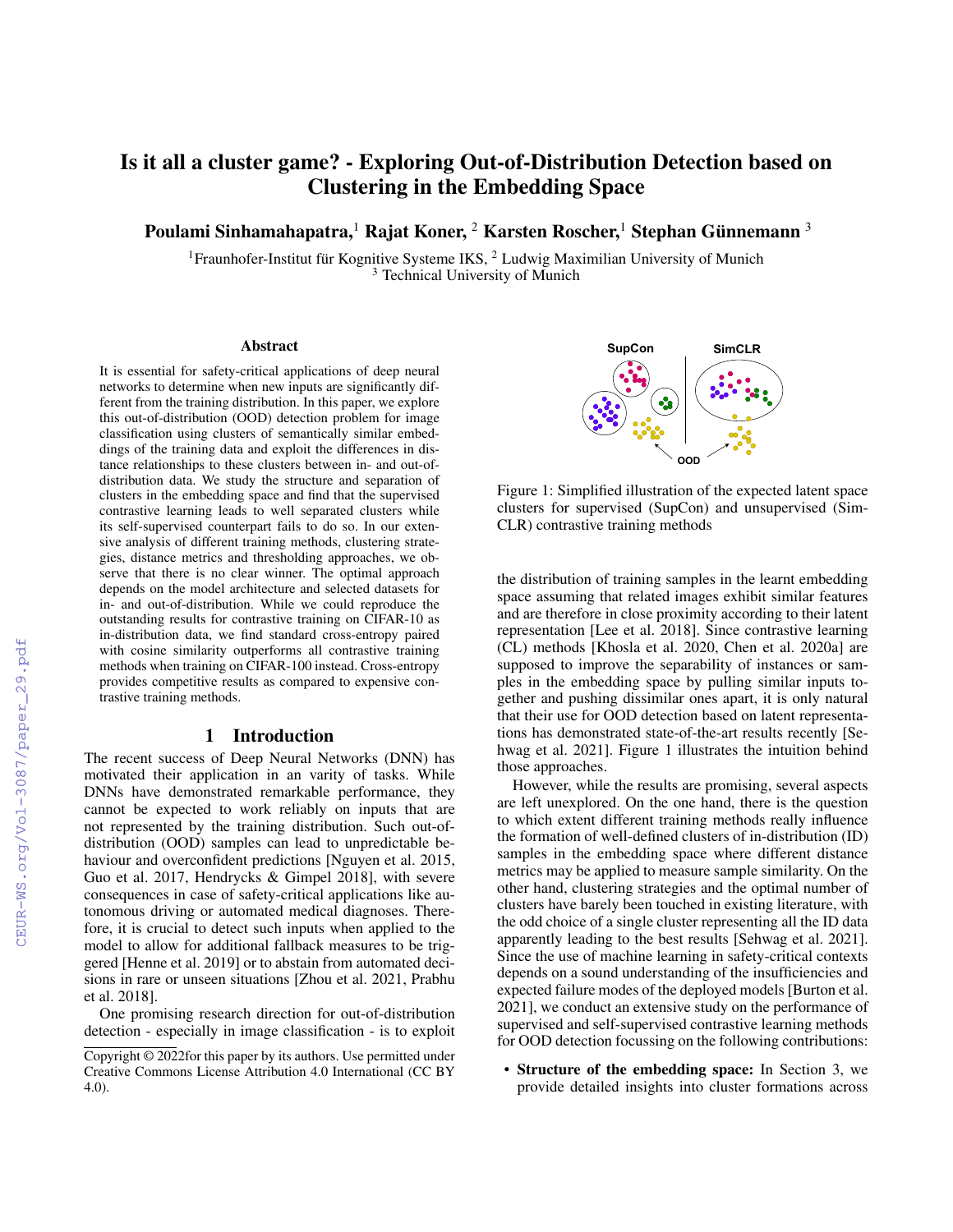# Is it all a cluster game? - Exploring Out-of-Distribution Detection based on Clustering in the Embedding Space

**Poulami Sinhamahapatra,[1] Rajat Koner, [2] Karsten Roscher,[1] Stephan Günnemann [3]**

[1]Fraunhofer-Institut für Kognitive Systeme IKS, [2] Ludwig Maximilian University of Munich
[3] Technical University of Munich

## Abstract

It is essential for safety-critical applications of deep neural networks to determine when new inputs are significantly different from the training distribution. In this paper, we explore this out-of-distribution (OOD) detection problem for image classification using clusters of semantically similar embeddings of the training data and exploit the differences in distance relationships to these clusters between in- and out-of-distribution data. We study the structure and separation of clusters in the embedding space and find that the supervised contrastive learning leads to well separated clusters while its self-supervised counterpart fails to do so. In our extensive analysis of different training methods, clustering strategies, distance metrics and thresholding approaches, we observe that there is no clear winner. The optimal approach depends on the model architecture and selected datasets for in- and out-of-distribution. While we could reproduce the outstanding results for contrastive training on CIFAR-10 as in-distribution data, we find standard cross-entropy paired with cosine similarity outperforms all contrastive training methods when training on CIFAR-100 instead. Cross-entropy provides competitive results as compared to expensive contrastive training methods.

## 1 Introduction

The recent success of Deep Neural Networks (DNN) has motivated their application in an varity of tasks. While DNNs have demonstrated remarkable performance, they cannot be expected to work reliably on inputs that are not represented by the training distribution. Such out-of-distribution (OOD) samples can lead to unpredictable behaviour and overconfident predictions [Nguyen et al. 2015, Guo et al. 2017, Hendrycks & Gimpel 2018], with severe consequences in case of safety-critical applications like autonomous driving or automated medical diagnoses. Therefore, it is crucial to detect such inputs when applied to the model to allow for additional fallback measures to be triggered [Henne et al. 2019] or to abstain from automated decisions in rare or unseen situations [Zhou et al. 2021, Prabhu et al. 2018].

One promising research direction for out-of-distribution detection - especially in image classification - is to exploit the distribution of training samples in the learnt embedding space assuming that related images exhibit similar features and are therefore in close proximity according to their latent representation [Lee et al. 2018]. Since contrastive learning (CL) methods [Khosla et al. 2020, Chen et al. 2020a] are supposed to improve the separability of instances or samples in the embedding space by pulling similar inputs together and pushing dissimilar ones apart, it is only natural that their use for OOD detection based on latent representations has demonstrated state-of-the-art results recently [Sehwag et al. 2021]. Figure 1 illustrates the intuition behind those approaches.

Figure 1: Simplified illustration of the expected latent space clusters for supervised (SupCon) and unsupervised (SimCLR) contrastive training methods

However, while the results are promising, several aspects are left unexplored. On the one hand, there is the question to which extent different training methods really influence the formation of well-defined clusters of in-distribution (ID) samples in the embedding space where different distance metrics may be applied to measure sample similarity. On the other hand, clustering strategies and the optimal number of clusters have barely been touched in existing literature, with the odd choice of a single cluster representing all the ID data apparently leading to the best results [Sehwag et al. 2021]. Since the use of machine learning in safety-critical contexts depends on a sound understanding of the insufficiencies and expected failure modes of the deployed models [Burton et al. 2021], we conduct an extensive study on the performance of supervised and self-supervised contrastive learning methods for OOD detection focussing on the following contributions:

- **Structure of the embedding space:** In Section 3, we provide detailed insights into cluster formations across

Copyright © 2022for this paper by its authors. Use permitted under Creative Commons License Attribution 4.0 International (CC BY 4.0).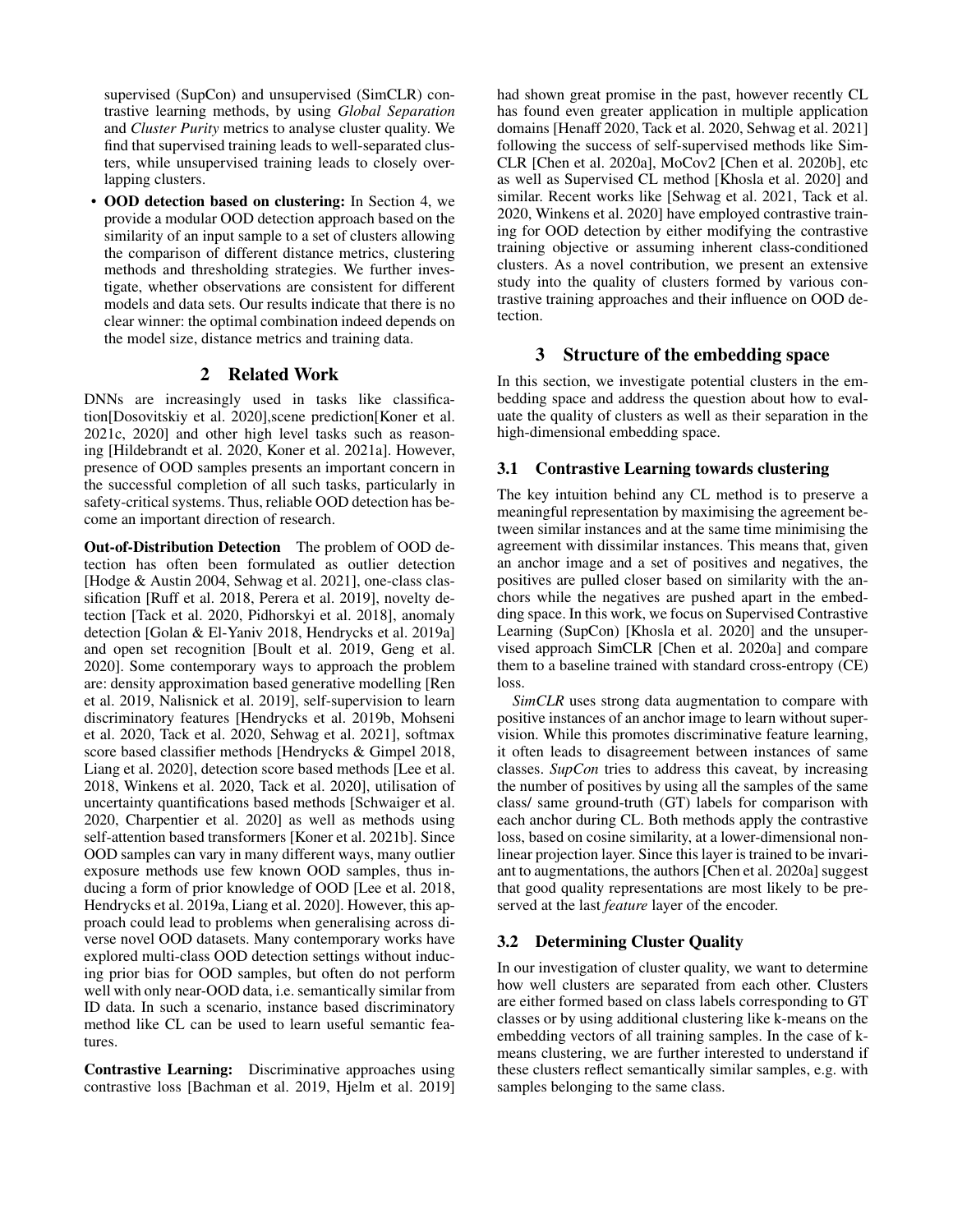supervised (SupCon) and unsupervised (SimCLR) contrastive learning methods, by using *Global Separation* and *Cluster Purity* metrics to analyse cluster quality. We find that supervised training leads to well-separated clusters, while unsupervised training leads to closely overlapping clusters.

- **OOD detection based on clustering:** In Section 4, we provide a modular OOD detection approach based on the similarity of an input sample to a set of clusters allowing the comparison of different distance metrics, clustering methods and thresholding strategies. We further investigate, whether observations are consistent for different models and data sets. Our results indicate that there is no clear winner: the optimal combination indeed depends on the model size, distance metrics and training data.

## 2 Related Work

DNNs are increasingly used in tasks like classification[Dosovitskiy et al. 2020],scene prediction[Koner et al. 2021c, 2020] and other high level tasks such as reasoning [Hildebrandt et al. 2020, Koner et al. 2021a]. However, presence of OOD samples presents an important concern in the successful completion of all such tasks, particularly in safety-critical systems. Thus, reliable OOD detection has become an important direction of research.

**Out-of-Distribution Detection** The problem of OOD detection has often been formulated as outlier detection [Hodge & Austin 2004, Sehwag et al. 2021], one-class classification [Ruff et al. 2018, Perera et al. 2019], novelty detection [Tack et al. 2020, Pidhorskyi et al. 2018], anomaly detection [Golan & El-Yaniv 2018, Hendrycks et al. 2019a] and open set recognition [Boult et al. 2019, Geng et al. 2020]. Some contemporary ways to approach the problem are: density approximation based generative modelling [Ren et al. 2019, Nalisnick et al. 2019], self-supervision to learn discriminatory features [Hendrycks et al. 2019b, Mohseni et al. 2020, Tack et al. 2020, Sehwag et al. 2021], softmax score based classifier methods [Hendrycks & Gimpel 2018, Liang et al. 2020], detection score based methods [Lee et al. 2018, Winkens et al. 2020, Tack et al. 2020], utilisation of uncertainty quantifications based methods [Schwaiger et al. 2020, Charpentier et al. 2020] as well as methods using self-attention based transformers [Koner et al. 2021b]. Since OOD samples can vary in many different ways, many outlier exposure methods use few known OOD samples, thus inducing a form of prior knowledge of OOD [Lee et al. 2018, Hendrycks et al. 2019a, Liang et al. 2020]. However, this approach could lead to problems when generalising across diverse novel OOD datasets. Many contemporary works have explored multi-class OOD detection settings without inducing prior bias for OOD samples, but often do not perform well with only near-OOD data, i.e. semantically similar from ID data. In such a scenario, instance based discriminatory method like CL can be used to learn useful semantic features.

**Contrastive Learning:** Discriminative approaches using contrastive loss [Bachman et al. 2019, Hjelm et al. 2019] had shown great promise in the past, however recently CL has found even greater application in multiple application domains [Henaff 2020, Tack et al. 2020, Sehwag et al. 2021] following the success of self-supervised methods like SimCLR [Chen et al. 2020a], MoCov2 [Chen et al. 2020b], etc as well as Supervised CL method [Khosla et al. 2020] and similar. Recent works like [Sehwag et al. 2021, Tack et al. 2020, Winkens et al. 2020] have employed contrastive training for OOD detection by either modifying the contrastive training objective or assuming inherent class-conditioned clusters. As a novel contribution, we present an extensive study into the quality of clusters formed by various contrastive training approaches and their influence on OOD detection.

## 3 Structure of the embedding space

In this section, we investigate potential clusters in the embedding space and address the question about how to evaluate the quality of clusters as well as their separation in the high-dimensional embedding space.

### 3.1 Contrastive Learning towards clustering

The key intuition behind any CL method is to preserve a meaningful representation by maximising the agreement between similar instances and at the same time minimising the agreement with dissimilar instances. This means that, given an anchor image and a set of positives and negatives, the positives are pulled closer based on similarity with the anchors while the negatives are pushed apart in the embedding space. In this work, we focus on Supervised Contrastive Learning (SupCon) [Khosla et al. 2020] and the unsupervised approach SimCLR [Chen et al. 2020a] and compare them to a baseline trained with standard cross-entropy (CE) loss.

*SimCLR* uses strong data augmentation to compare with positive instances of an anchor image to learn without supervision. While this promotes discriminative feature learning, it often leads to disagreement between instances of same classes. *SupCon* tries to address this caveat, by increasing the number of positives by using all the samples of the same class/ same ground-truth (GT) labels for comparison with each anchor during CL. Both methods apply the contrastive loss, based on cosine similarity, at a lower-dimensional non-linear projection layer. Since this layer is trained to be invariant to augmentations, the authors [Chen et al. 2020a] suggest that good quality representations are most likely to be preserved at the last *feature* layer of the encoder.

### 3.2 Determining Cluster Quality

In our investigation of cluster quality, we want to determine how well clusters are separated from each other. Clusters are either formed based on class labels corresponding to GT classes or by using additional clustering like k-means on the embedding vectors of all training samples. In the case of k-means clustering, we are further interested to understand if these clusters reflect semantically similar samples, e.g. with samples belonging to the same class.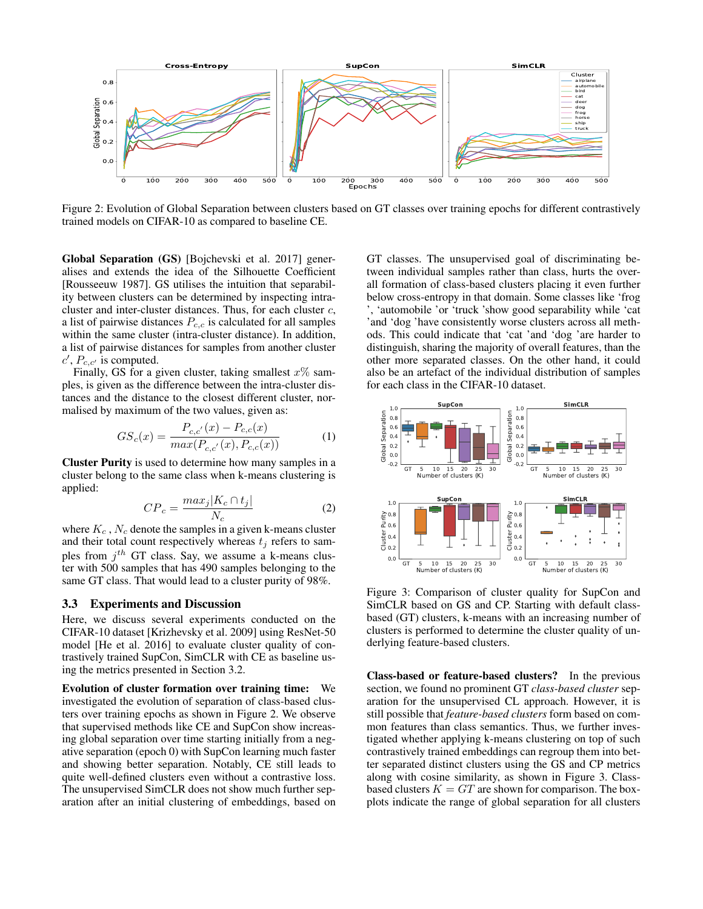Figure 2: Evolution of Global Separation between clusters based on GT classes over training epochs for different contrastively trained models on CIFAR-10 as compared to baseline CE.

**Global Separation (GS)** [Bojchevski et al. 2017] generalises and extends the idea of the Silhouette Coefficient [Rousseeuw 1987]. GS utilises the intuition that separability between clusters can be determined by inspecting intra-cluster and inter-cluster distances. Thus, for each cluster $c$, a list of pairwise distances $P_{c,c}$ is calculated for all samples within the same cluster (intra-cluster distance). In addition, a list of pairwise distances for samples from another cluster $c'$, $P_{c,c'}$ is computed.

Finally, GS for a given cluster, taking smallest $x\%$ samples, is given as the difference between the intra-cluster distances and the distance to the closest different cluster, normalised by maximum of the two values, given as:

$$GS_c(x) = \frac{P_{c,c'}(x) - P_{c,c}(x)}{max(P_{c,c'}(x), P_{c,c}(x))} \tag{1}$$

**Cluster Purity** is used to determine how many samples in a cluster belong to the same class when k-means clustering is applied:

$$CP_c = \frac{max_j |K_c \cap t_j|}{N_c} \tag{2}$$

where $K_c$ , $N_c$ denote the samples in a given k-means cluster and their total count respectively whereas $t_j$ refers to samples from $j^{th}$ GT class. Say, we assume a k-means cluster with 500 samples that has 490 samples belonging to the same GT class. That would lead to a cluster purity of 98%.

### 3.3 Experiments and Discussion

Here, we discuss several experiments conducted on the CIFAR-10 dataset [Krizhevsky et al. 2009] using ResNet-50 model [He et al. 2016] to evaluate cluster quality of contrastively trained SupCon, SimCLR with CE as baseline using the metrics presented in Section 3.2.

**Evolution of cluster formation over training time:** We investigated the evolution of separation of class-based clusters over training epochs as shown in Figure 2. We observe that supervised methods like CE and SupCon show increasing global separation over time starting initially from a negative separation (epoch 0) with SupCon learning much faster and showing better separation. Notably, CE still leads to quite well-defined clusters even without a contrastive loss. The unsupervised SimCLR does not show much further separation after an initial clustering of embeddings, based on GT classes. The unsupervised goal of discriminating between individual samples rather than class, hurts the overall formation of class-based clusters placing it even further below cross-entropy in that domain. Some classes like 'frog ', 'automobile 'or 'truck 'show good separability while 'cat 'and 'dog 'have consistently worse clusters across all methods. This could indicate that 'cat 'and 'dog 'are harder to distinguish, sharing the majority of overall features, than the other more separated classes. On the other hand, it could also be an artefact of the individual distribution of samples for each class in the CIFAR-10 dataset.

Figure 3: Comparison of cluster quality for SupCon and SimCLR based on GS and CP. Starting with default class-based (GT) clusters, k-means with an increasing number of clusters is performed to determine the cluster quality of underlying feature-based clusters.

**Class-based or feature-based clusters?** In the previous section, we found no prominent GT *class-based cluster* separation for the unsupervised CL approach. However, it is still possible that *feature-based clusters* form based on common features than class semantics. Thus, we further investigated whether applying k-means clustering on top of such contrastively trained embeddings can regroup them into better separated distinct clusters using the GS and CP metrics along with cosine similarity, as shown in Figure 3. Class-based clusters $K = GT$ are shown for comparison. The boxplots indicate the range of global separation for all clusters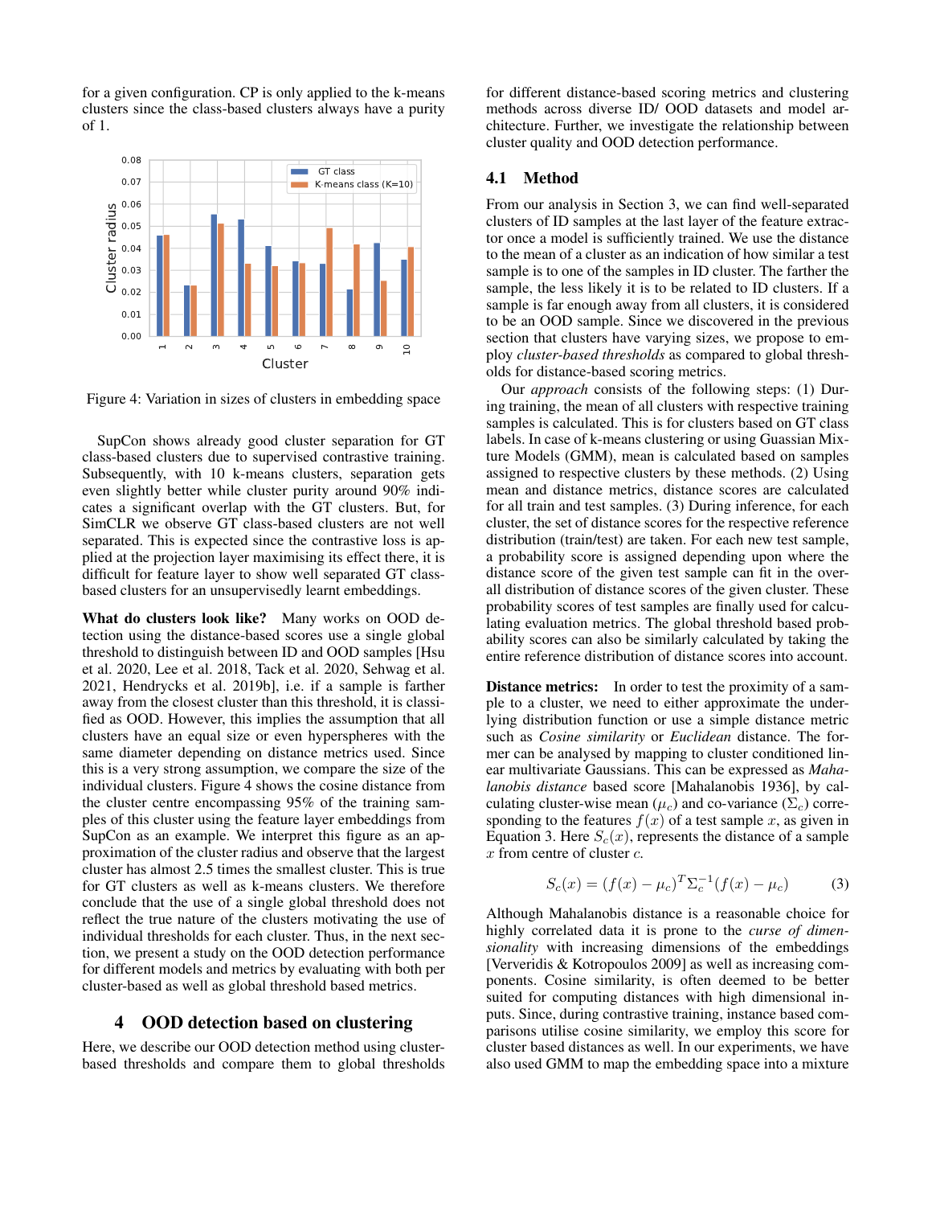for a given configuration. CP is only applied to the k-means clusters since the class-based clusters always have a purity of 1.

Figure 4: Variation in sizes of clusters in embedding space

SupCon shows already good cluster separation for GT class-based clusters due to supervised contrastive training. Subsequently, with 10 k-means clusters, separation gets even slightly better while cluster purity around 90% indicates a significant overlap with the GT clusters. But, for SimCLR we observe GT class-based clusters are not well separated. This is expected since the contrastive loss is applied at the projection layer maximising its effect there, it is difficult for feature layer to show well separated GT class-based clusters for an unsupervisedly learnt embeddings.

**What do clusters look like?** Many works on OOD detection using the distance-based scores use a single global threshold to distinguish between ID and OOD samples [Hsu et al. 2020, Lee et al. 2018, Tack et al. 2020, Sehwag et al. 2021, Hendrycks et al. 2019b], i.e. if a sample is farther away from the closest cluster than this threshold, it is classified as OOD. However, this implies the assumption that all clusters have an equal size or even hyperspheres with the same diameter depending on distance metrics used. Since this is a very strong assumption, we compare the size of the individual clusters. Figure 4 shows the cosine distance from the cluster centre encompassing 95% of the training samples of this cluster using the feature layer embeddings from SupCon as an example. We interpret this figure as an approximation of the cluster radius and observe that the largest cluster has almost 2.5 times the smallest cluster. This is true for GT clusters as well as k-means clusters. We therefore conclude that the use of a single global threshold does not reflect the true nature of the clusters motivating the use of individual thresholds for each cluster. Thus, in the next section, we present a study on the OOD detection performance for different models and metrics by evaluating with both per cluster-based as well as global threshold based metrics.

# 4 OOD detection based on clustering

Here, we describe our OOD detection method using cluster-based thresholds and compare them to global thresholds for different distance-based scoring metrics and clustering methods across diverse ID/ OOD datasets and model architecture. Further, we investigate the relationship between cluster quality and OOD detection performance.

## 4.1 Method

From our analysis in Section 3, we can find well-separated clusters of ID samples at the last layer of the feature extractor once a model is sufficiently trained. We use the distance to the mean of a cluster as an indication of how similar a test sample is to one of the samples in ID cluster. The farther the sample, the less likely it is to be related to ID clusters. If a sample is far enough away from all clusters, it is considered to be an OOD sample. Since we discovered in the previous section that clusters have varying sizes, we propose to employ *cluster-based thresholds* as compared to global thresholds for distance-based scoring metrics.

Our *approach* consists of the following steps: (1) During training, the mean of all clusters with respective training samples is calculated. This is for clusters based on GT class labels. In case of k-means clustering or using Guassian Mixture Models (GMM), mean is calculated based on samples assigned to respective clusters by these methods. (2) Using mean and distance metrics, distance scores are calculated for all train and test samples. (3) During inference, for each cluster, the set of distance scores for the respective reference distribution (train/test) are taken. For each new test sample, a probability score is assigned depending upon where the distance score of the given test sample can fit in the overall distribution of distance scores of the given cluster. These probability scores of test samples are finally used for calculating evaluation metrics. The global threshold based probability scores can also be similarly calculated by taking the entire reference distribution of distance scores into account.

**Distance metrics:** In order to test the proximity of a sample to a cluster, we need to either approximate the underlying distribution function or use a simple distance metric such as *Cosine similarity* or *Euclidean* distance. The former can be analysed by mapping to cluster conditioned linear multivariate Gaussians. This can be expressed as *Mahalanobis distance* based score [Mahalanobis 1936], by calculating cluster-wise mean ($\mu_c$) and co-variance ($\Sigma_c$) corresponding to the features $f(x)$ of a test sample $x$, as given in Equation 3. Here $S_c(x)$, represents the distance of a sample $x$ from centre of cluster $c$.

$$S_c(x) = (f(x) - \mu_c)^T \Sigma_c^{-1} (f(x) - \mu_c) \tag{3}$$

Although Mahalanobis distance is a reasonable choice for highly correlated data it is prone to the *curse of dimensionality* with increasing dimensions of the embeddings [Ververidis & Kotropoulos 2009] as well as increasing components. Cosine similarity, is often deemed to be better suited for computing distances with high dimensional inputs. Since, during contrastive training, instance based comparisons utilise cosine similarity, we employ this score for cluster based distances as well. In our experiments, we have also used GMM to map the embedding space into a mixture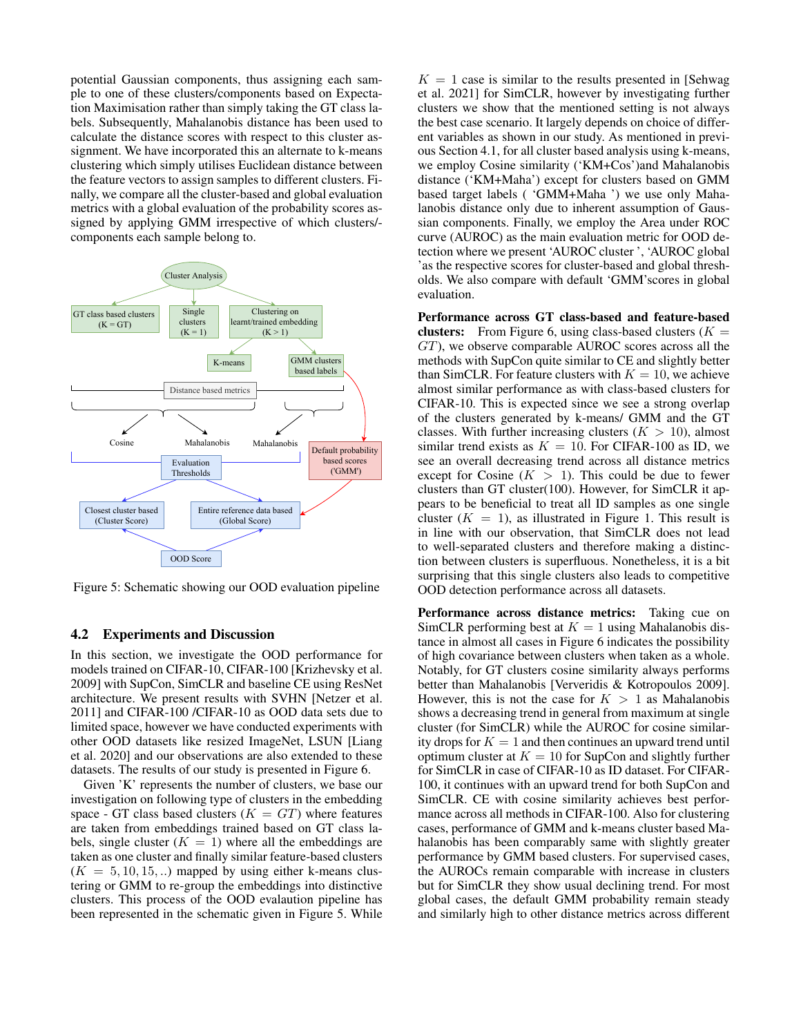potential Gaussian components, thus assigning each sample to one of these clusters/components based on Expectation Maximisation rather than simply taking the GT class labels. Subsequently, Mahalanobis distance has been used to calculate the distance scores with respect to this cluster assignment. We have incorporated this an alternate to k-means clustering which simply utilises Euclidean distance between the feature vectors to assign samples to different clusters. Finally, we compare all the cluster-based and global evaluation metrics with a global evaluation of the probability scores assigned by applying GMM irrespective of which clusters/components each sample belong to.

Figure 5: Schematic showing our OOD evaluation pipeline

## 4.2 Experiments and Discussion

In this section, we investigate the OOD performance for models trained on CIFAR-10, CIFAR-100 [Krizhevsky et al. 2009] with SupCon, SimCLR and baseline CE using ResNet architecture. We present results with SVHN [Netzer et al. 2011] and CIFAR-100 /CIFAR-10 as OOD data sets due to limited space, however we have conducted experiments with other OOD datasets like resized ImageNet, LSUN [Liang et al. 2020] and our observations are also extended to these datasets. The results of our study is presented in Figure 6.

Given 'K' represents the number of clusters, we base our investigation on following type of clusters in the embedding space - GT class based clusters ($K = GT$) where features are taken from embeddings trained based on GT class labels, single cluster ($K = 1$) where all the embeddings are taken as one cluster and finally similar feature-based clusters ($K = 5, 10, 15, ..$) mapped by using either k-means clustering or GMM to re-group the embeddings into distinctive clusters. This process of the OOD evalaution pipeline has been represented in the schematic given in Figure 5. While $K = 1$ case is similar to the results presented in [Sehwag et al. 2021] for SimCLR, however by investigating further clusters we show that the mentioned setting is not always the best case scenario. It largely depends on choice of different variables as shown in our study. As mentioned in previous Section 4.1, for all cluster based analysis using k-means, we employ Cosine similarity ('KM+Cos')and Mahalanobis distance ('KM+Maha') except for clusters based on GMM based target labels ( 'GMM+Maha ') we use only Mahalanobis distance only due to inherent assumption of Gaussian components. Finally, we employ the Area under ROC curve (AUROC) as the main evaluation metric for OOD detection where we present 'AUROC cluster ', 'AUROC global 'as the respective scores for cluster-based and global thresholds. We also compare with default 'GMM'scores in global evaluation.

**Performance across GT class-based and feature-based clusters:** From Figure 6, using class-based clusters ($K = GT$), we observe comparable AUROC scores across all the methods with SupCon quite similar to CE and slightly better than SimCLR. For feature clusters with $K = 10$, we achieve almost similar performance as with class-based clusters for CIFAR-10. This is expected since we see a strong overlap of the clusters generated by k-means/ GMM and the GT classes. With further increasing clusters ($K > 10$), almost similar trend exists as $K = 10$. For CIFAR-100 as ID, we see an overall decreasing trend across all distance metrics except for Cosine ($K > 1$). This could be due to fewer clusters than GT cluster(100). However, for SimCLR it appears to be beneficial to treat all ID samples as one single cluster ($K = 1$), as illustrated in Figure 1. This result is in line with our observation, that SimCLR does not lead to well-separated clusters and therefore making a distinction between clusters is superfluous. Nonetheless, it is a bit surprising that this single clusters also leads to competitive OOD detection performance across all datasets.

**Performance across distance metrics:** Taking cue on SimCLR performing best at $K = 1$ using Mahalanobis distance in almost all cases in Figure 6 indicates the possibility of high covariance between clusters when taken as a whole. Notably, for GT clusters cosine similarity always performs better than Mahalanobis [Ververidis & Kotropoulos 2009]. However, this is not the case for $K > 1$ as Mahalanobis shows a decreasing trend in general from maximum at single cluster (for SimCLR) while the AUROC for cosine similarity drops for $K = 1$ and then continues an upward trend until optimum cluster at $K = 10$ for SupCon and slightly further for SimCLR in case of CIFAR-10 as ID dataset. For CIFAR-100, it continues with an upward trend for both SupCon and SimCLR. CE with cosine similarity achieves best performance across all methods in CIFAR-100. Also for clustering cases, performance of GMM and k-means cluster based Mahalanobis has been comparably same with slightly greater performance by GMM based clusters. For supervised cases, the AUROCs remain comparable with increase in clusters but for SimCLR they show usual declining trend. For most global cases, the default GMM probability remain steady and similarly high to other distance metrics across different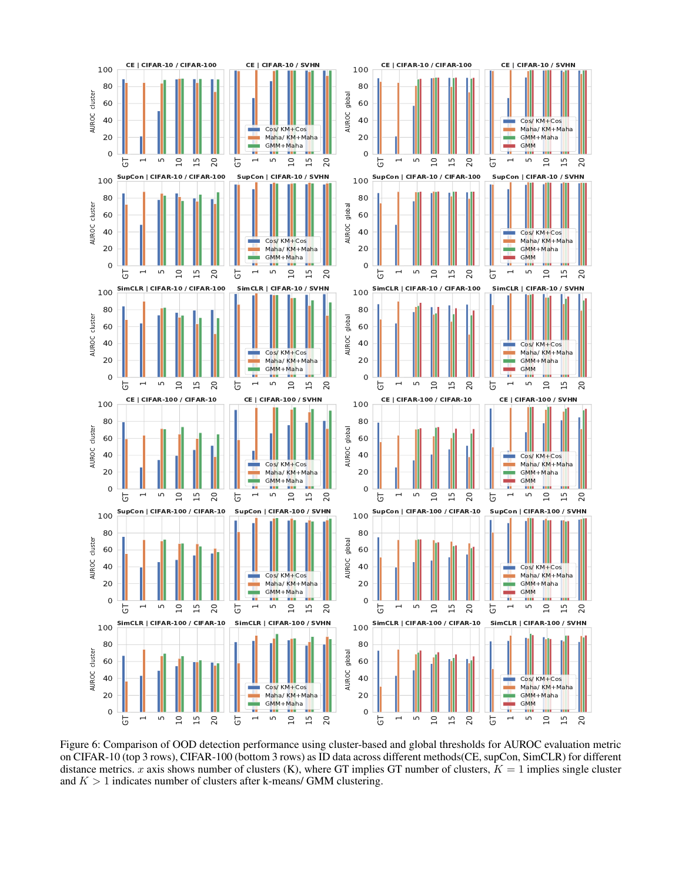Figure 6: Comparison of OOD detection performance using cluster-based and global thresholds for AUROC evaluation metric on CIFAR-10 (top 3 rows), CIFAR-100 (bottom 3 rows) as ID data across different methods(CE, supCon, SimCLR) for different distance metrics. $x$ axis shows number of clusters (K), where GT implies GT number of clusters, $K = 1$ implies single cluster and $K > 1$ indicates number of clusters after k-means/ GMM clustering.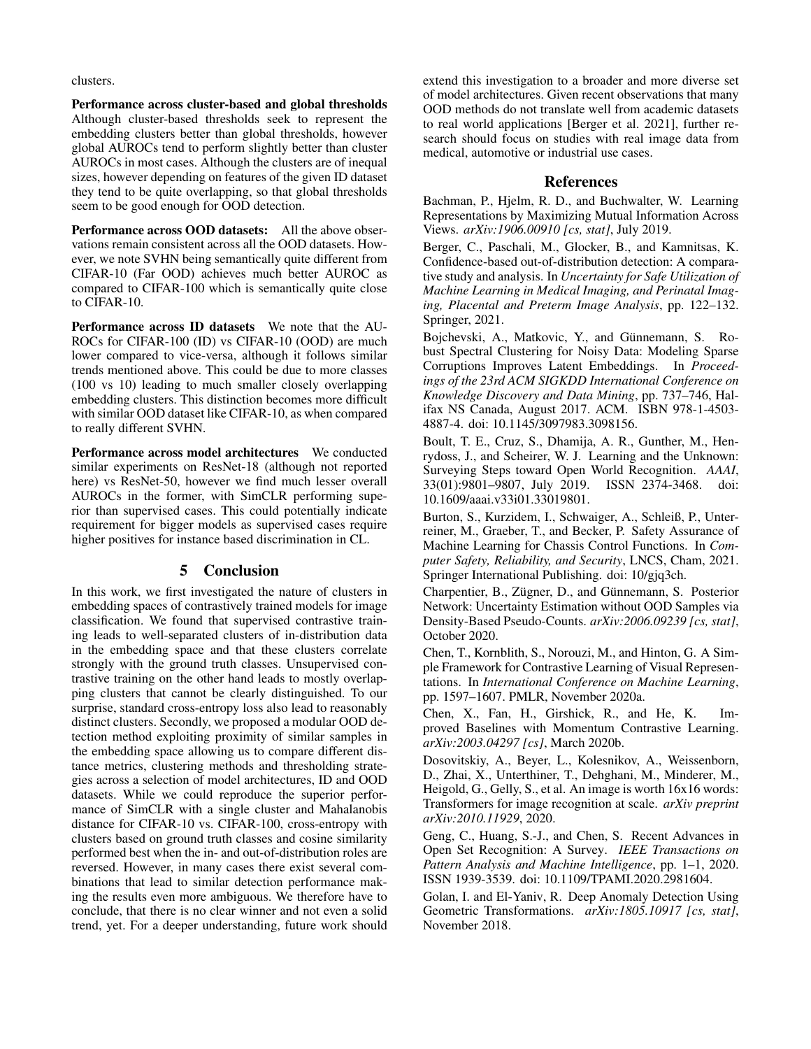clusters.

**Performance across cluster-based and global thresholds** Although cluster-based thresholds seek to represent the embedding clusters better than global thresholds, however global AUROCs tend to perform slightly better than cluster AUROCs in most cases. Although the clusters are of inequal sizes, however depending on features of the given ID dataset they tend to be quite overlapping, so that global thresholds seem to be good enough for OOD detection.

**Performance across OOD datasets:** All the above observations remain consistent across all the OOD datasets. However, we note SVHN being semantically quite different from CIFAR-10 (Far OOD) achieves much better AUROC as compared to CIFAR-100 which is semantically quite close to CIFAR-10.

**Performance across ID datasets** We note that the AUROCs for CIFAR-100 (ID) vs CIFAR-10 (OOD) are much lower compared to vice-versa, although it follows similar trends mentioned above. This could be due to more classes (100 vs 10) leading to much smaller closely overlapping embedding clusters. This distinction becomes more difficult with similar OOD dataset like CIFAR-10, as when compared to really different SVHN.

**Performance across model architectures** We conducted similar experiments on ResNet-18 (although not reported here) vs ResNet-50, however we find much lesser overall AUROCs in the former, with SimCLR performing superior than supervised cases. This could potentially indicate requirement for bigger models as supervised cases require higher positives for instance based discrimination in CL.

## 5 Conclusion

In this work, we first investigated the nature of clusters in embedding spaces of contrastively trained models for image classification. We found that supervised contrastive training leads to well-separated clusters of in-distribution data in the embedding space and that these clusters correlate strongly with the ground truth classes. Unsupervised contrastive training on the other hand leads to mostly overlapping clusters that cannot be clearly distinguished. To our surprise, standard cross-entropy loss also lead to reasonably distinct clusters. Secondly, we proposed a modular OOD detection method exploiting proximity of similar samples in the embedding space allowing us to compare different distance metrics, clustering methods and thresholding strategies across a selection of model architectures, ID and OOD datasets. While we could reproduce the superior performance of SimCLR with a single cluster and Mahalanobis distance for CIFAR-10 vs. CIFAR-100, cross-entropy with clusters based on ground truth classes and cosine similarity performed best when the in- and out-of-distribution roles are reversed. However, in many cases there exist several combinations that lead to similar detection performance making the results even more ambiguous. We therefore have to conclude, that there is no clear winner and not even a solid trend, yet. For a deeper understanding, future work should extend this investigation to a broader and more diverse set of model architectures. Given recent observations that many OOD methods do not translate well from academic datasets to real world applications [Berger et al. 2021], further research should focus on studies with real image data from medical, automotive or industrial use cases.

## References

Bachman, P., Hjelm, R. D., and Buchwalter, W. Learning Representations by Maximizing Mutual Information Across Views. *arXiv:1906.00910 [cs, stat]*, July 2019.

Berger, C., Paschali, M., Glocker, B., and Kamnitsas, K. Confidence-based out-of-distribution detection: A comparative study and analysis. In *Uncertainty for Safe Utilization of Machine Learning in Medical Imaging, and Perinatal Imaging, Placental and Preterm Image Analysis*, pp. 122–132. Springer, 2021.

Bojchevski, A., Matkovic, Y., and Günnemann, S. Robust Spectral Clustering for Noisy Data: Modeling Sparse Corruptions Improves Latent Embeddings. In *Proceedings of the 23rd ACM SIGKDD International Conference on Knowledge Discovery and Data Mining*, pp. 737–746, Halifax NS Canada, August 2017. ACM. ISBN 978-1-4503-4887-4. doi: 10.1145/3097983.3098156.

Boult, T. E., Cruz, S., Dhamija, A. R., Gunther, M., Henrydoss, J., and Scheirer, W. J. Learning and the Unknown: Surveying Steps toward Open World Recognition. *AAAI*, 33(01):9801–9807, July 2019. ISSN 2374-3468. doi: 10.1609/aaai.v33i01.33019801.

Burton, S., Kurzidem, I., Schwaiger, A., Schleiß, P., Unterreiner, M., Graeber, T., and Becker, P. Safety Assurance of Machine Learning for Chassis Control Functions. In *Computer Safety, Reliability, and Security*, LNCS, Cham, 2021. Springer International Publishing. doi: 10/gjq3ch.

Charpentier, B., Zügner, D., and Günnemann, S. Posterior Network: Uncertainty Estimation without OOD Samples via Density-Based Pseudo-Counts. *arXiv:2006.09239 [cs, stat]*, October 2020.

Chen, T., Kornblith, S., Norouzi, M., and Hinton, G. A Simple Framework for Contrastive Learning of Visual Representations. In *International Conference on Machine Learning*, pp. 1597–1607. PMLR, November 2020a.

Chen, X., Fan, H., Girshick, R., and He, K. Improved Baselines with Momentum Contrastive Learning. *arXiv:2003.04297 [cs]*, March 2020b.

Dosovitskiy, A., Beyer, L., Kolesnikov, A., Weissenborn, D., Zhai, X., Unterthiner, T., Dehghani, M., Minderer, M., Heigold, G., Gelly, S., et al. An image is worth 16x16 words: Transformers for image recognition at scale. *arXiv preprint arXiv:2010.11929*, 2020.

Geng, C., Huang, S.-J., and Chen, S. Recent Advances in Open Set Recognition: A Survey. *IEEE Transactions on Pattern Analysis and Machine Intelligence*, pp. 1–1, 2020. ISSN 1939-3539. doi: 10.1109/TPAMI.2020.2981604.

Golan, I. and El-Yaniv, R. Deep Anomaly Detection Using Geometric Transformations. *arXiv:1805.10917 [cs, stat]*, November 2018.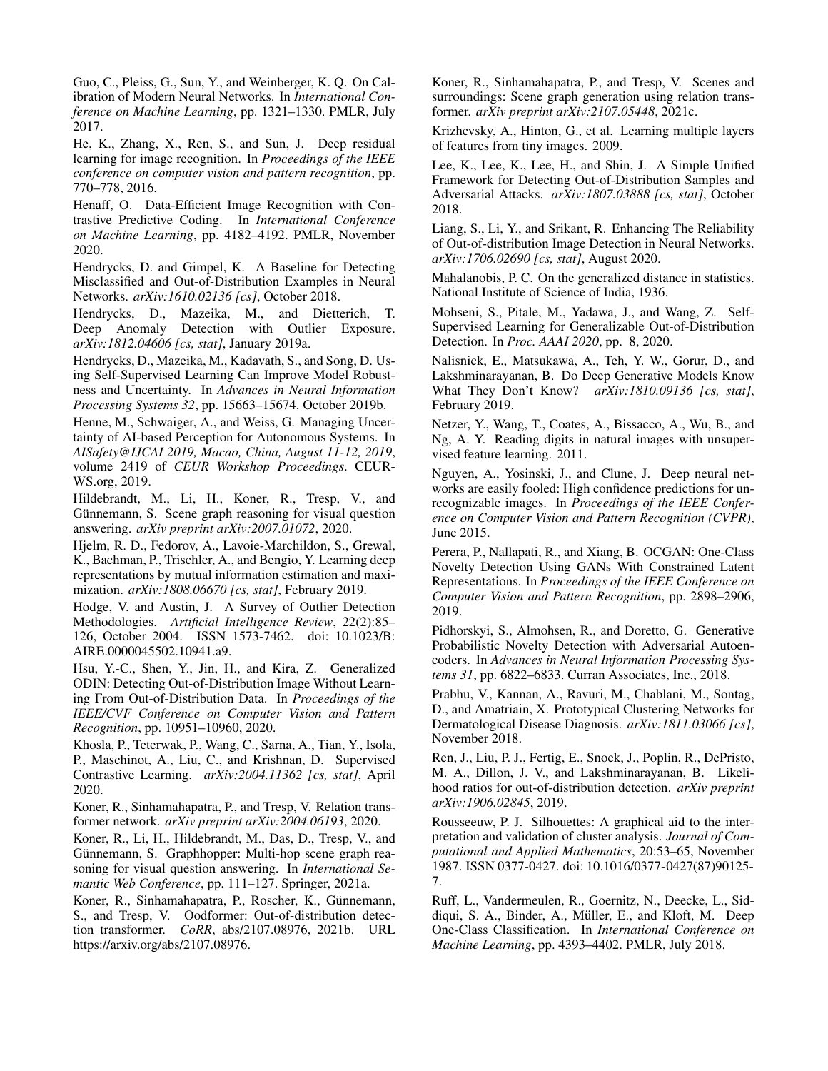Guo, C., Pleiss, G., Sun, Y., and Weinberger, K. Q. On Calibration of Modern Neural Networks. In *International Conference on Machine Learning*, pp. 1321–1330. PMLR, July 2017.

He, K., Zhang, X., Ren, S., and Sun, J. Deep residual learning for image recognition. In *Proceedings of the IEEE conference on computer vision and pattern recognition*, pp. 770–778, 2016.

Henaff, O. Data-Efficient Image Recognition with Contrastive Predictive Coding. In *International Conference on Machine Learning*, pp. 4182–4192. PMLR, November 2020.

Hendrycks, D. and Gimpel, K. A Baseline for Detecting Misclassified and Out-of-Distribution Examples in Neural Networks. *arXiv:1610.02136 [cs]*, October 2018.

Hendrycks, D., Mazeika, M., and Dietterich, T. Deep Anomaly Detection with Outlier Exposure. *arXiv:1812.04606 [cs, stat]*, January 2019a.

Hendrycks, D., Mazeika, M., Kadavath, S., and Song, D. Using Self-Supervised Learning Can Improve Model Robustness and Uncertainty. In *Advances in Neural Information Processing Systems 32*, pp. 15663–15674. October 2019b.

Henne, M., Schwaiger, A., and Weiss, G. Managing Uncertainty of AI-based Perception for Autonomous Systems. In *AISafety@IJCAI 2019, Macao, China, August 11-12, 2019*, volume 2419 of *CEUR Workshop Proceedings*. CEUR-WS.org, 2019.

Hildebrandt, M., Li, H., Koner, R., Tresp, V., and Günnemann, S. Scene graph reasoning for visual question answering. *arXiv preprint arXiv:2007.01072*, 2020.

Hjelm, R. D., Fedorov, A., Lavoie-Marchildon, S., Grewal, K., Bachman, P., Trischler, A., and Bengio, Y. Learning deep representations by mutual information estimation and maximization. *arXiv:1808.06670 [cs, stat]*, February 2019.

Hodge, V. and Austin, J. A Survey of Outlier Detection Methodologies. *Artificial Intelligence Review*, 22(2):85–126, October 2004. ISSN 1573-7462. doi: 10.1023/B:AIRE.0000045502.10941.a9.

Hsu, Y.-C., Shen, Y., Jin, H., and Kira, Z. Generalized ODIN: Detecting Out-of-Distribution Image Without Learning From Out-of-Distribution Data. In *Proceedings of the IEEE/CVF Conference on Computer Vision and Pattern Recognition*, pp. 10951–10960, 2020.

Khosla, P., Teterwak, P., Wang, C., Sarna, A., Tian, Y., Isola, P., Maschinot, A., Liu, C., and Krishnan, D. Supervised Contrastive Learning. *arXiv:2004.11362 [cs, stat]*, April 2020.

Koner, R., Sinhamahapatra, P., and Tresp, V. Relation transformer network. *arXiv preprint arXiv:2004.06193*, 2020.

Koner, R., Li, H., Hildebrandt, M., Das, D., Tresp, V., and Günnemann, S. Graphhopper: Multi-hop scene graph reasoning for visual question answering. In *International Semantic Web Conference*, pp. 111–127. Springer, 2021a.

Koner, R., Sinhamahapatra, P., Roscher, K., Günnemann, S., and Tresp, V. Oodformer: Out-of-distribution detection transformer. *CoRR*, abs/2107.08976, 2021b. URL https://arxiv.org/abs/2107.08976.

Koner, R., Sinhamahapatra, P., and Tresp, V. Scenes and surroundings: Scene graph generation using relation transformer. *arXiv preprint arXiv:2107.05448*, 2021c.

Krizhevsky, A., Hinton, G., et al. Learning multiple layers of features from tiny images. 2009.

Lee, K., Lee, K., Lee, H., and Shin, J. A Simple Unified Framework for Detecting Out-of-Distribution Samples and Adversarial Attacks. *arXiv:1807.03888 [cs, stat]*, October 2018.

Liang, S., Li, Y., and Srikant, R. Enhancing The Reliability of Out-of-distribution Image Detection in Neural Networks. *arXiv:1706.02690 [cs, stat]*, August 2020.

Mahalanobis, P. C. On the generalized distance in statistics. National Institute of Science of India, 1936.

Mohseni, S., Pitale, M., Yadawa, J., and Wang, Z. Self-Supervised Learning for Generalizable Out-of-Distribution Detection. In *Proc. AAAI 2020*, pp. 8, 2020.

Nalisnick, E., Matsukawa, A., Teh, Y. W., Gorur, D., and Lakshminarayanan, B. Do Deep Generative Models Know What They Don't Know? *arXiv:1810.09136 [cs, stat]*, February 2019.

Netzer, Y., Wang, T., Coates, A., Bissacco, A., Wu, B., and Ng, A. Y. Reading digits in natural images with unsupervised feature learning. 2011.

Nguyen, A., Yosinski, J., and Clune, J. Deep neural networks are easily fooled: High confidence predictions for unrecognizable images. In *Proceedings of the IEEE Conference on Computer Vision and Pattern Recognition (CVPR)*, June 2015.

Perera, P., Nallapati, R., and Xiang, B. OCGAN: One-Class Novelty Detection Using GANs With Constrained Latent Representations. In *Proceedings of the IEEE Conference on Computer Vision and Pattern Recognition*, pp. 2898–2906, 2019.

Pidhorskyi, S., Almohsen, R., and Doretto, G. Generative Probabilistic Novelty Detection with Adversarial Autoencoders. In *Advances in Neural Information Processing Systems 31*, pp. 6822–6833. Curran Associates, Inc., 2018.

Prabhu, V., Kannan, A., Ravuri, M., Chablani, M., Sontag, D., and Amatriain, X. Prototypical Clustering Networks for Dermatological Disease Diagnosis. *arXiv:1811.03066 [cs]*, November 2018.

Ren, J., Liu, P. J., Fertig, E., Snoek, J., Poplin, R., DePristo, M. A., Dillon, J. V., and Lakshminarayanan, B. Likelihood ratios for out-of-distribution detection. *arXiv preprint arXiv:1906.02845*, 2019.

Rousseeuw, P. J. Silhouettes: A graphical aid to the interpretation and validation of cluster analysis. *Journal of Computational and Applied Mathematics*, 20:53–65, November 1987. ISSN 0377-0427. doi: 10.1016/0377-0427(87)90125-7.

Ruff, L., Vandermeulen, R., Goernitz, N., Deecke, L., Siddiqui, S. A., Binder, A., Müller, E., and Kloft, M. Deep One-Class Classification. In *International Conference on Machine Learning*, pp. 4393–4402. PMLR, July 2018.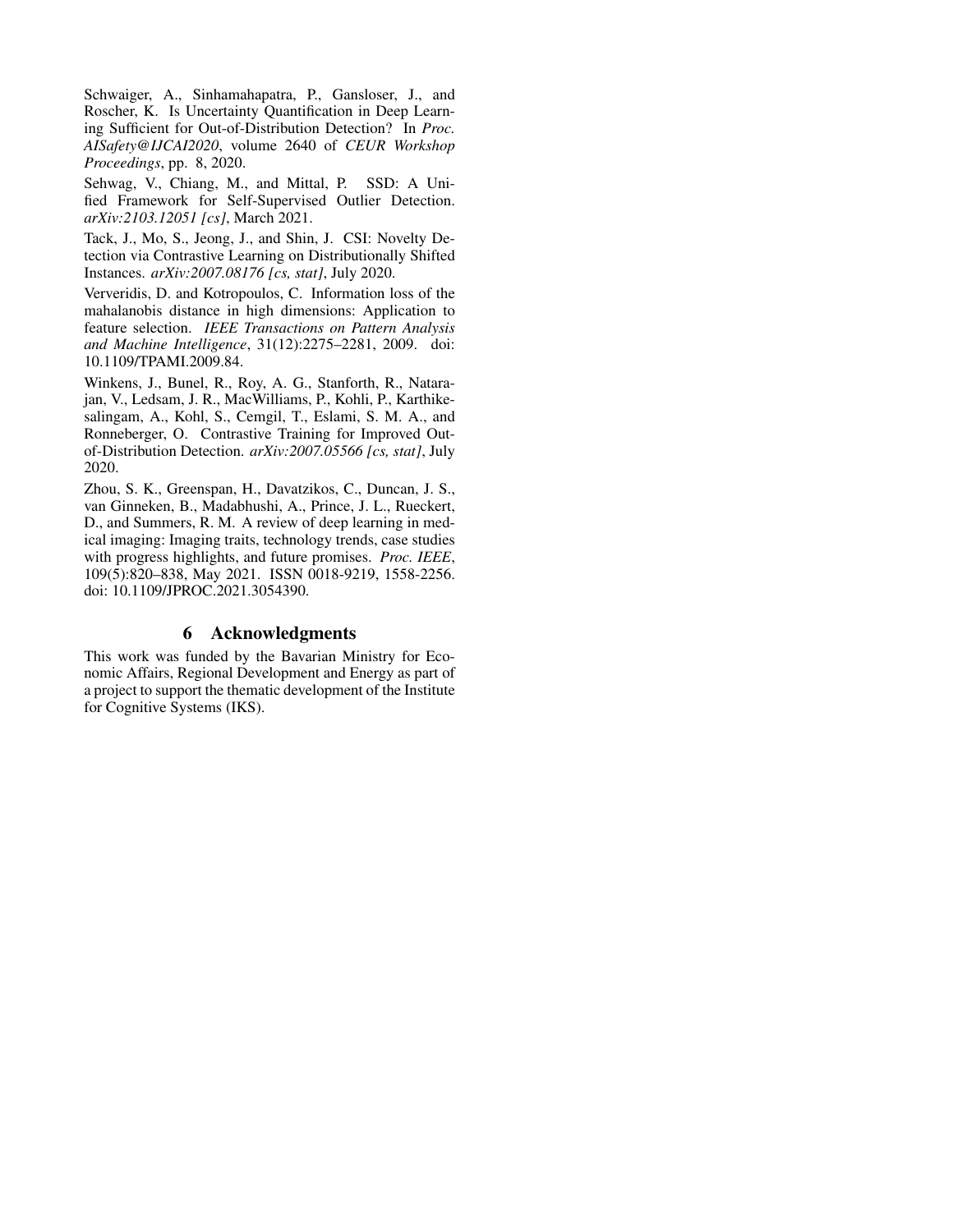Schwaiger, A., Sinhamahapatra, P., Gansloser, J., and Roscher, K. Is Uncertainty Quantification in Deep Learning Sufficient for Out-of-Distribution Detection? In *Proc. AISafety@IJCAI2020*, volume 2640 of *CEUR Workshop Proceedings*, pp. 8, 2020.

Sehwag, V., Chiang, M., and Mittal, P. SSD: A Unified Framework for Self-Supervised Outlier Detection. *arXiv:2103.12051 [cs]*, March 2021.

Tack, J., Mo, S., Jeong, J., and Shin, J. CSI: Novelty Detection via Contrastive Learning on Distributionally Shifted Instances. *arXiv:2007.08176 [cs, stat]*, July 2020.

Ververidis, D. and Kotropoulos, C. Information loss of the mahalanobis distance in high dimensions: Application to feature selection. *IEEE Transactions on Pattern Analysis and Machine Intelligence*, 31(12):2275–2281, 2009. doi: 10.1109/TPAMI.2009.84.

Winkens, J., Bunel, R., Roy, A. G., Stanforth, R., Natarajan, V., Ledsam, J. R., MacWilliams, P., Kohli, P., Karthikesalingam, A., Kohl, S., Cemgil, T., Eslami, S. M. A., and Ronneberger, O. Contrastive Training for Improved Out-of-Distribution Detection. *arXiv:2007.05566 [cs, stat]*, July 2020.

Zhou, S. K., Greenspan, H., Davatzikos, C., Duncan, J. S., van Ginneken, B., Madabhushi, A., Prince, J. L., Rueckert, D., and Summers, R. M. A review of deep learning in medical imaging: Imaging traits, technology trends, case studies with progress highlights, and future promises. *Proc. IEEE*, 109(5):820–838, May 2021. ISSN 0018-9219, 1558-2256. doi: 10.1109/JPROC.2021.3054390.

## 6 Acknowledgments

This work was funded by the Bavarian Ministry for Economic Affairs, Regional Development and Energy as part of a project to support the thematic development of the Institute for Cognitive Systems (IKS).